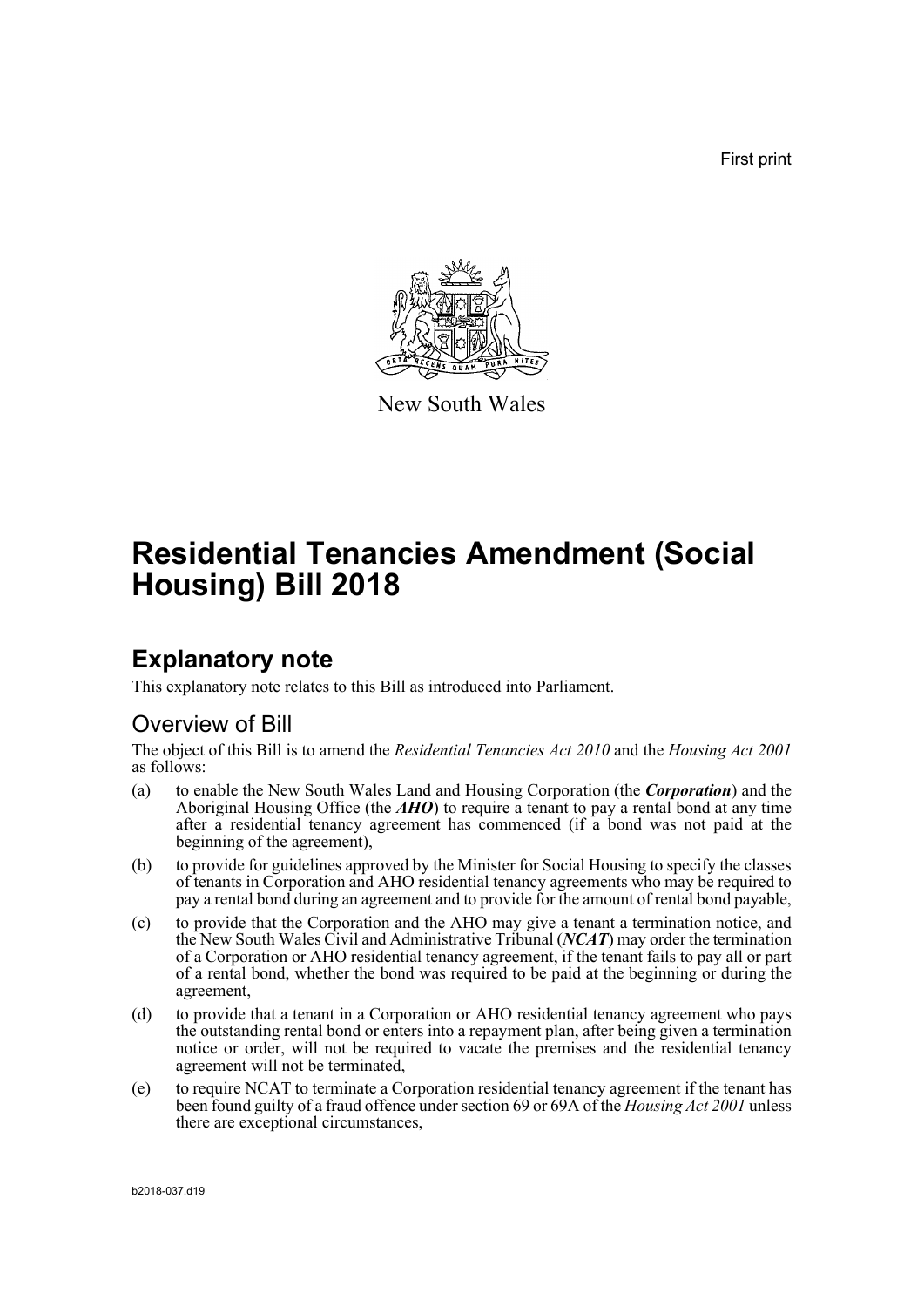First print

New South Wales

# Residential Tenancies Amendment (Social Housing) Bill 2018

## Explanatory note

This explanatory note relates to this Bill as introduced into Parliament.

### Overview of Bill

The object of this Bill is to amend the *Residential Tenancies Act 2010* and the *Housing Act 2001* as follows:

(a) to enable the New South Wales Land and Housing Corporation (the ***Corporation***) and the Aboriginal Housing Office (the ***AHO***) to require a tenant to pay a rental bond at any time after a residential tenancy agreement has commenced (if a bond was not paid at the beginning of the agreement),

(b) to provide for guidelines approved by the Minister for Social Housing to specify the classes of tenants in Corporation and AHO residential tenancy agreements who may be required to pay a rental bond during an agreement and to provide for the amount of rental bond payable,

(c) to provide that the Corporation and the AHO may give a tenant a termination notice, and the New South Wales Civil and Administrative Tribunal (***NCAT***) may order the termination of a Corporation or AHO residential tenancy agreement, if the tenant fails to pay all or part of a rental bond, whether the bond was required to be paid at the beginning or during the agreement,

(d) to provide that a tenant in a Corporation or AHO residential tenancy agreement who pays the outstanding rental bond or enters into a repayment plan, after being given a termination notice or order, will not be required to vacate the premises and the residential tenancy agreement will not be terminated,

(e) to require NCAT to terminate a Corporation residential tenancy agreement if the tenant has been found guilty of a fraud offence under section 69 or 69A of the *Housing Act 2001* unless there are exceptional circumstances,

b2018-037.d19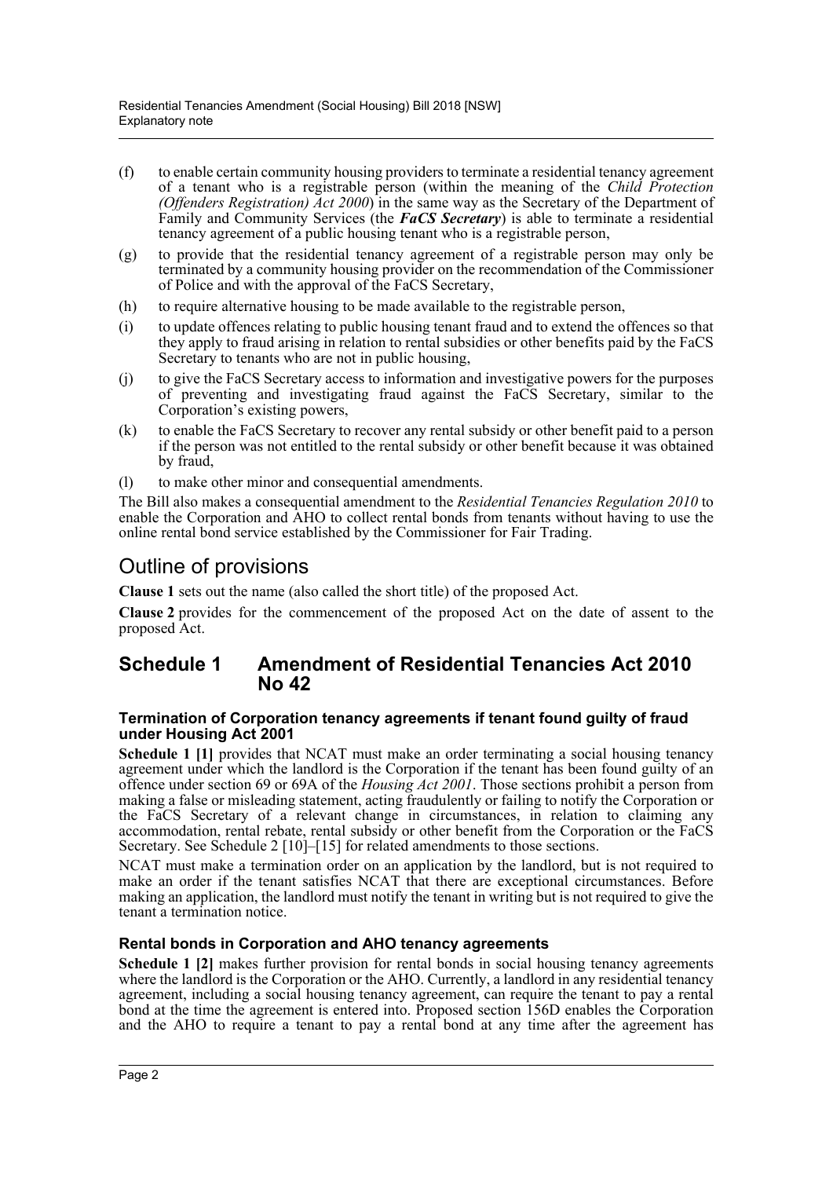(f) to enable certain community housing providers to terminate a residential tenancy agreement of a tenant who is a registrable person (within the meaning of the *Child Protection (Offenders Registration) Act 2000*) in the same way as the Secretary of the Department of Family and Community Services (the ***FaCS Secretary***) is able to terminate a residential tenancy agreement of a public housing tenant who is a registrable person,

(g) to provide that the residential tenancy agreement of a registrable person may only be terminated by a community housing provider on the recommendation of the Commissioner of Police and with the approval of the FaCS Secretary,

(h) to require alternative housing to be made available to the registrable person,

(i) to update offences relating to public housing tenant fraud and to extend the offences so that they apply to fraud arising in relation to rental subsidies or other benefits paid by the FaCS Secretary to tenants who are not in public housing,

(j) to give the FaCS Secretary access to information and investigative powers for the purposes of preventing and investigating fraud against the FaCS Secretary, similar to the Corporation's existing powers,

(k) to enable the FaCS Secretary to recover any rental subsidy or other benefit paid to a person if the person was not entitled to the rental subsidy or other benefit because it was obtained by fraud,

(l) to make other minor and consequential amendments.

The Bill also makes a consequential amendment to the *Residential Tenancies Regulation 2010* to enable the Corporation and AHO to collect rental bonds from tenants without having to use the online rental bond service established by the Commissioner for Fair Trading.

# Outline of provisions

**Clause 1** sets out the name (also called the short title) of the proposed Act.

**Clause 2** provides for the commencement of the proposed Act on the date of assent to the proposed Act.

## Schedule 1 Amendment of Residential Tenancies Act 2010 No 42

### Termination of Corporation tenancy agreements if tenant found guilty of fraud under Housing Act 2001

**Schedule 1 [1]** provides that NCAT must make an order terminating a social housing tenancy agreement under which the landlord is the Corporation if the tenant has been found guilty of an offence under section 69 or 69A of the *Housing Act 2001*. Those sections prohibit a person from making a false or misleading statement, acting fraudulently or failing to notify the Corporation or the FaCS Secretary of a relevant change in circumstances, in relation to claiming any accommodation, rental rebate, rental subsidy or other benefit from the Corporation or the FaCS Secretary. See Schedule 2 [10]–[15] for related amendments to those sections.

NCAT must make a termination order on an application by the landlord, but is not required to make an order if the tenant satisfies NCAT that there are exceptional circumstances. Before making an application, the landlord must notify the tenant in writing but is not required to give the tenant a termination notice.

### Rental bonds in Corporation and AHO tenancy agreements

**Schedule 1 [2]** makes further provision for rental bonds in social housing tenancy agreements where the landlord is the Corporation or the AHO. Currently, a landlord in any residential tenancy agreement, including a social housing tenancy agreement, can require the tenant to pay a rental bond at the time the agreement is entered into. Proposed section 156D enables the Corporation and the AHO to require a tenant to pay a rental bond at any time after the agreement has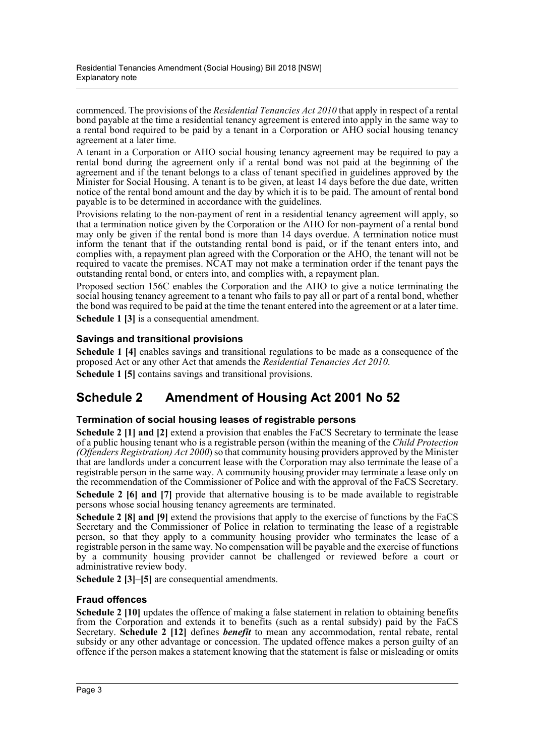commenced. The provisions of the *Residential Tenancies Act 2010* that apply in respect of a rental bond payable at the time a residential tenancy agreement is entered into apply in the same way to a rental bond required to be paid by a tenant in a Corporation or AHO social housing tenancy agreement at a later time.

A tenant in a Corporation or AHO social housing tenancy agreement may be required to pay a rental bond during the agreement only if a rental bond was not paid at the beginning of the agreement and if the tenant belongs to a class of tenant specified in guidelines approved by the Minister for Social Housing. A tenant is to be given, at least 14 days before the due date, written notice of the rental bond amount and the day by which it is to be paid. The amount of rental bond payable is to be determined in accordance with the guidelines.

Provisions relating to the non-payment of rent in a residential tenancy agreement will apply, so that a termination notice given by the Corporation or the AHO for non-payment of a rental bond may only be given if the rental bond is more than 14 days overdue. A termination notice must inform the tenant that if the outstanding rental bond is paid, or if the tenant enters into, and complies with, a repayment plan agreed with the Corporation or the AHO, the tenant will not be required to vacate the premises. NCAT may not make a termination order if the tenant pays the outstanding rental bond, or enters into, and complies with, a repayment plan.

Proposed section 156C enables the Corporation and the AHO to give a notice terminating the social housing tenancy agreement to a tenant who fails to pay all or part of a rental bond, whether the bond was required to be paid at the time the tenant entered into the agreement or at a later time.

**Schedule 1 [3]** is a consequential amendment.

### Savings and transitional provisions

**Schedule 1 [4]** enables savings and transitional regulations to be made as a consequence of the proposed Act or any other Act that amends the *Residential Tenancies Act 2010*.

**Schedule 1 [5]** contains savings and transitional provisions.

## Schedule 2 Amendment of Housing Act 2001 No 52

### Termination of social housing leases of registrable persons

**Schedule 2 [1] and [2]** extend a provision that enables the FaCS Secretary to terminate the lease of a public housing tenant who is a registrable person (within the meaning of the *Child Protection (Offenders Registration) Act 2000*) so that community housing providers approved by the Minister that are landlords under a concurrent lease with the Corporation may also terminate the lease of a registrable person in the same way. A community housing provider may terminate a lease only on the recommendation of the Commissioner of Police and with the approval of the FaCS Secretary.

**Schedule 2 [6] and [7]** provide that alternative housing is to be made available to registrable persons whose social housing tenancy agreements are terminated.

**Schedule 2 [8] and [9]** extend the provisions that apply to the exercise of functions by the FaCS Secretary and the Commissioner of Police in relation to terminating the lease of a registrable person, so that they apply to a community housing provider who terminates the lease of a registrable person in the same way. No compensation will be payable and the exercise of functions by a community housing provider cannot be challenged or reviewed before a court or administrative review body.

**Schedule 2 [3]–[5]** are consequential amendments.

### Fraud offences

**Schedule 2 [10]** updates the offence of making a false statement in relation to obtaining benefits from the Corporation and extends it to benefits (such as a rental subsidy) paid by the FaCS Secretary. **Schedule 2 [12]** defines ***benefit*** to mean any accommodation, rental rebate, rental subsidy or any other advantage or concession. The updated offence makes a person guilty of an offence if the person makes a statement knowing that the statement is false or misleading or omits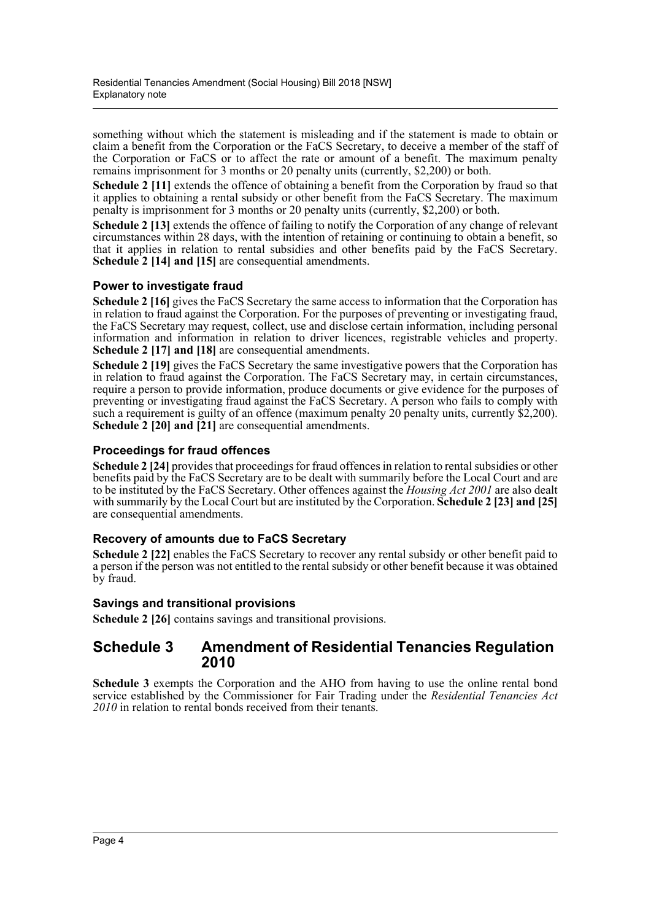something without which the statement is misleading and if the statement is made to obtain or claim a benefit from the Corporation or the FaCS Secretary, to deceive a member of the staff of the Corporation or FaCS or to affect the rate or amount of a benefit. The maximum penalty remains imprisonment for 3 months or 20 penalty units (currently, $2,200) or both.

**Schedule 2 [11]** extends the offence of obtaining a benefit from the Corporation by fraud so that it applies to obtaining a rental subsidy or other benefit from the FaCS Secretary. The maximum penalty is imprisonment for 3 months or 20 penalty units (currently, $2,200) or both.

**Schedule 2 [13]** extends the offence of failing to notify the Corporation of any change of relevant circumstances within 28 days, with the intention of retaining or continuing to obtain a benefit, so that it applies in relation to rental subsidies and other benefits paid by the FaCS Secretary. **Schedule 2 [14] and [15]** are consequential amendments.

### Power to investigate fraud

**Schedule 2 [16]** gives the FaCS Secretary the same access to information that the Corporation has in relation to fraud against the Corporation. For the purposes of preventing or investigating fraud, the FaCS Secretary may request, collect, use and disclose certain information, including personal information and information in relation to driver licences, registrable vehicles and property. **Schedule 2 [17] and [18]** are consequential amendments.

**Schedule 2 [19]** gives the FaCS Secretary the same investigative powers that the Corporation has in relation to fraud against the Corporation. The FaCS Secretary may, in certain circumstances, require a person to provide information, produce documents or give evidence for the purposes of preventing or investigating fraud against the FaCS Secretary. A person who fails to comply with such a requirement is guilty of an offence (maximum penalty 20 penalty units, currently $2,200). **Schedule 2 [20] and [21]** are consequential amendments.

### Proceedings for fraud offences

**Schedule 2 [24]** provides that proceedings for fraud offences in relation to rental subsidies or other benefits paid by the FaCS Secretary are to be dealt with summarily before the Local Court and are to be instituted by the FaCS Secretary. Other offences against the *Housing Act 2001* are also dealt with summarily by the Local Court but are instituted by the Corporation. **Schedule 2 [23] and [25]** are consequential amendments.

### Recovery of amounts due to FaCS Secretary

**Schedule 2 [22]** enables the FaCS Secretary to recover any rental subsidy or other benefit paid to a person if the person was not entitled to the rental subsidy or other benefit because it was obtained by fraud.

### Savings and transitional provisions

**Schedule 2 [26]** contains savings and transitional provisions.

## Schedule 3 Amendment of Residential Tenancies Regulation 2010

**Schedule 3** exempts the Corporation and the AHO from having to use the online rental bond service established by the Commissioner for Fair Trading under the *Residential Tenancies Act 2010* in relation to rental bonds received from their tenants.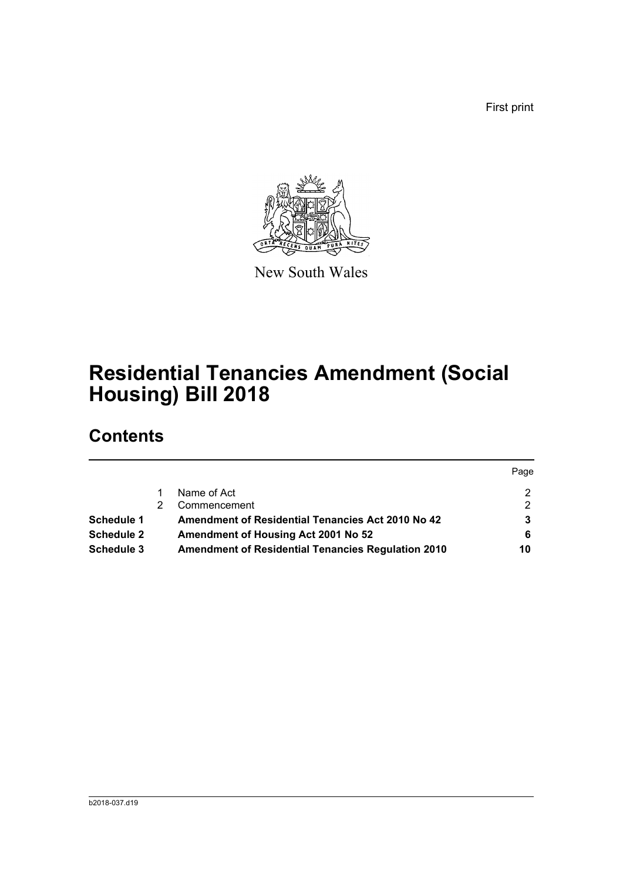First print

New South Wales

# Residential Tenancies Amendment (Social Housing) Bill 2018

## Contents

| | | | Page |
|---|---|---|---|
| | 1 | Name of Act | 2 |
| | 2 | Commencement | 2 |
| **Schedule 1** | | **Amendment of Residential Tenancies Act 2010 No 42** | **3** |
| **Schedule 2** | | **Amendment of Housing Act 2001 No 52** | **6** |
| **Schedule 3** | | **Amendment of Residential Tenancies Regulation 2010** | **10** |

b2018-037.d19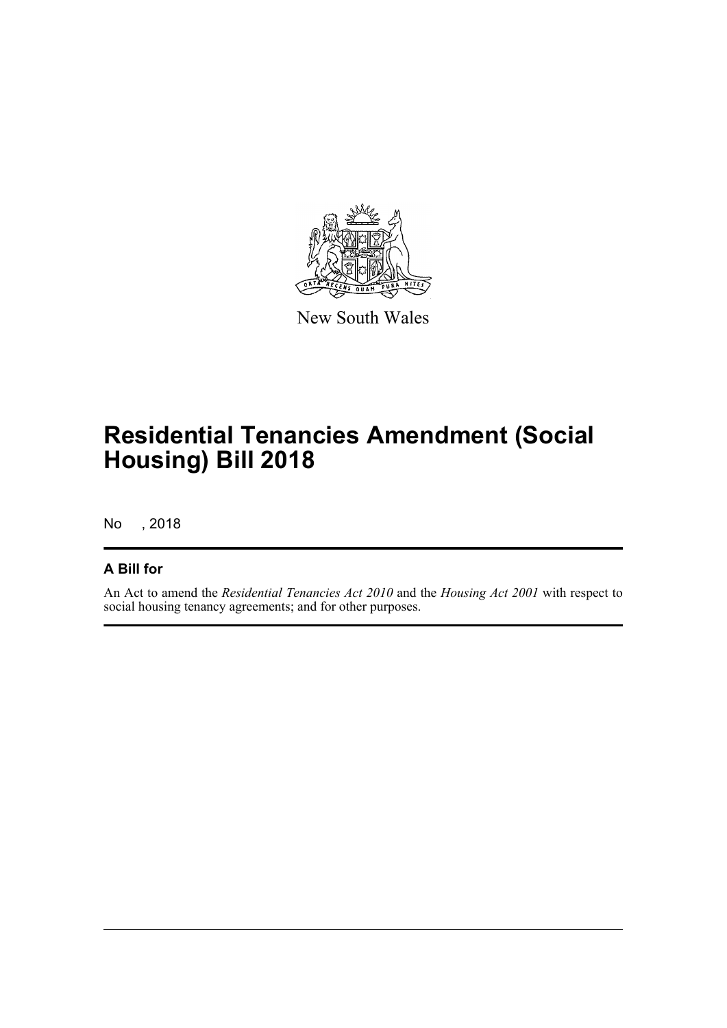New South Wales

# Residential Tenancies Amendment (Social Housing) Bill 2018

No , 2018

## A Bill for

An Act to amend the *Residential Tenancies Act 2010* and the *Housing Act 2001* with respect to social housing tenancy agreements; and for other purposes.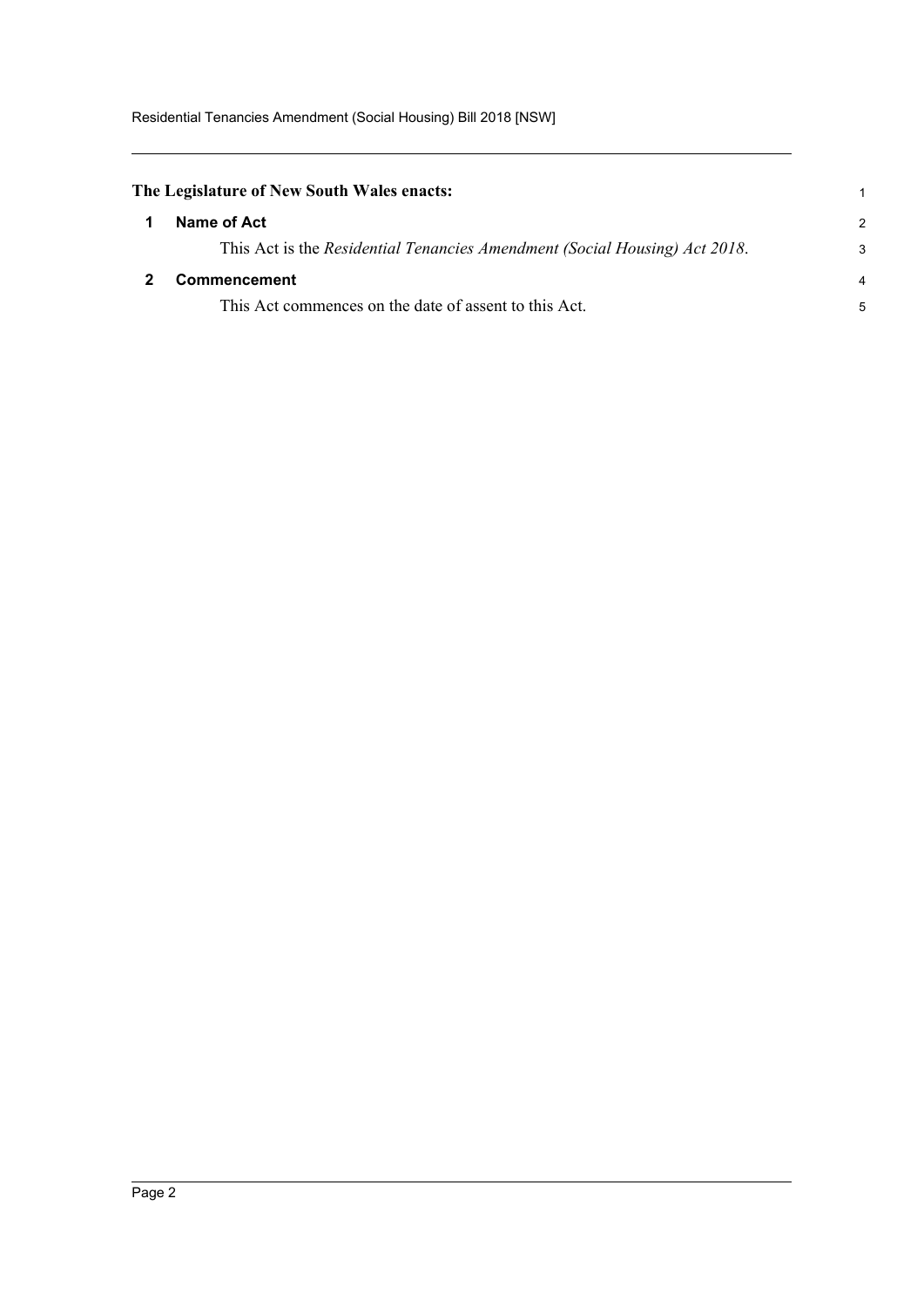**The Legislature of New South Wales enacts:**

## 1 Name of Act

This Act is the *Residential Tenancies Amendment (Social Housing) Act 2018*.

## 2 Commencement

This Act commences on the date of assent to this Act.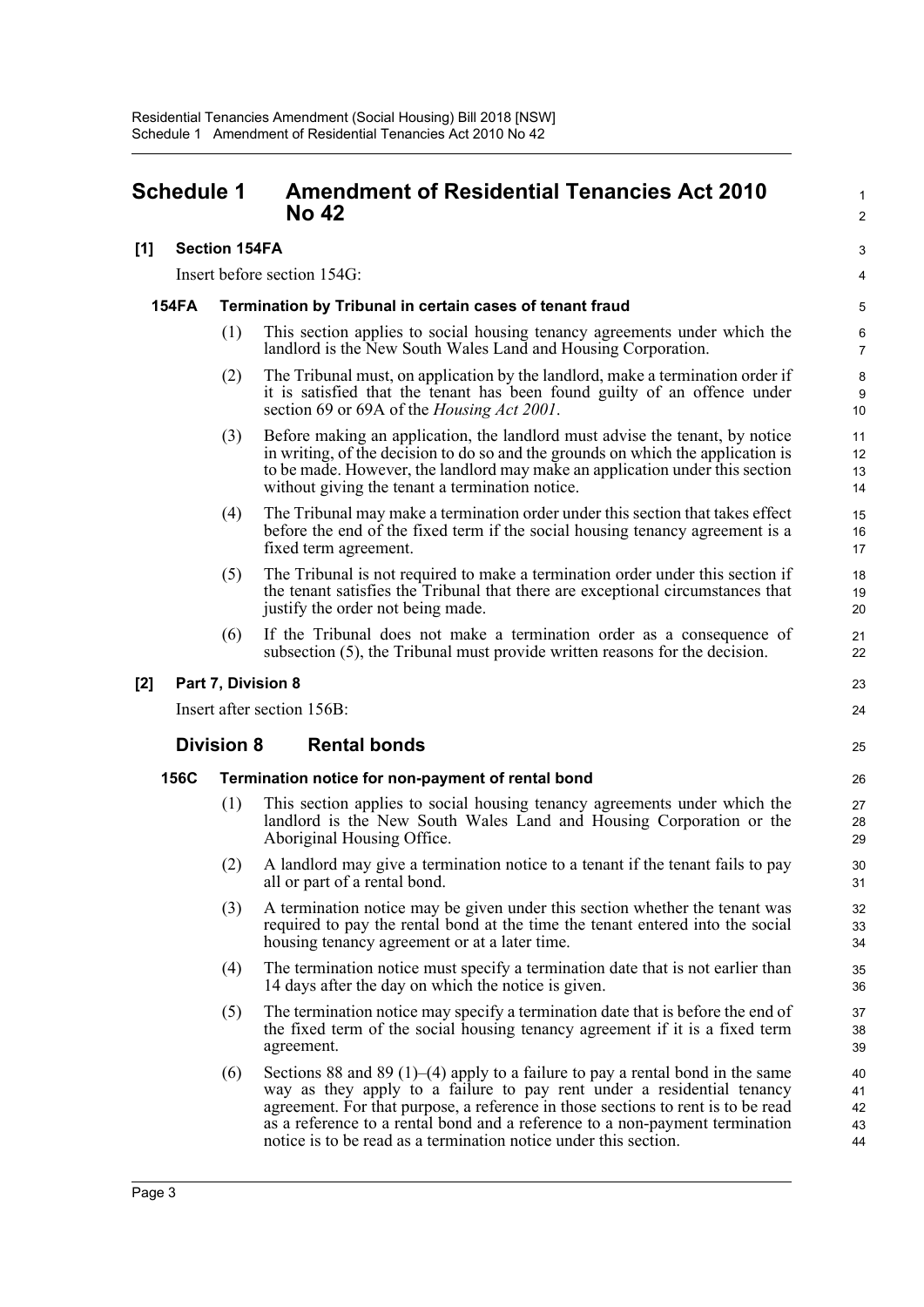# Schedule 1 Amendment of Residential Tenancies Act 2010 No 42

**[1] Section 154FA**

Insert before section 154G:

### 154FA Termination by Tribunal in certain cases of tenant fraud

(1) This section applies to social housing tenancy agreements under which the landlord is the New South Wales Land and Housing Corporation.

(2) The Tribunal must, on application by the landlord, make a termination order if it is satisfied that the tenant has been found guilty of an offence under section 69 or 69A of the *Housing Act 2001*.

(3) Before making an application, the landlord must advise the tenant, by notice in writing, of the decision to do so and the grounds on which the application is to be made. However, the landlord may make an application under this section without giving the tenant a termination notice.

(4) The Tribunal may make a termination order under this section that takes effect before the end of the fixed term if the social housing tenancy agreement is a fixed term agreement.

(5) The Tribunal is not required to make a termination order under this section if the tenant satisfies the Tribunal that there are exceptional circumstances that justify the order not being made.

(6) If the Tribunal does not make a termination order as a consequence of subsection (5), the Tribunal must provide written reasons for the decision.

**[2] Part 7, Division 8**

Insert after section 156B:

## Division 8 Rental bonds

### 156C Termination notice for non-payment of rental bond

(1) This section applies to social housing tenancy agreements under which the landlord is the New South Wales Land and Housing Corporation or the Aboriginal Housing Office.

(2) A landlord may give a termination notice to a tenant if the tenant fails to pay all or part of a rental bond.

(3) A termination notice may be given under this section whether the tenant was required to pay the rental bond at the time the tenant entered into the social housing tenancy agreement or at a later time.

(4) The termination notice must specify a termination date that is not earlier than 14 days after the day on which the notice is given.

(5) The termination notice may specify a termination date that is before the end of the fixed term of the social housing tenancy agreement if it is a fixed term agreement.

(6) Sections 88 and 89 (1)–(4) apply to a failure to pay a rental bond in the same way as they apply to a failure to pay rent under a residential tenancy agreement. For that purpose, a reference in those sections to rent is to be read as a reference to a rental bond and a reference to a non-payment termination notice is to be read as a termination notice under this section.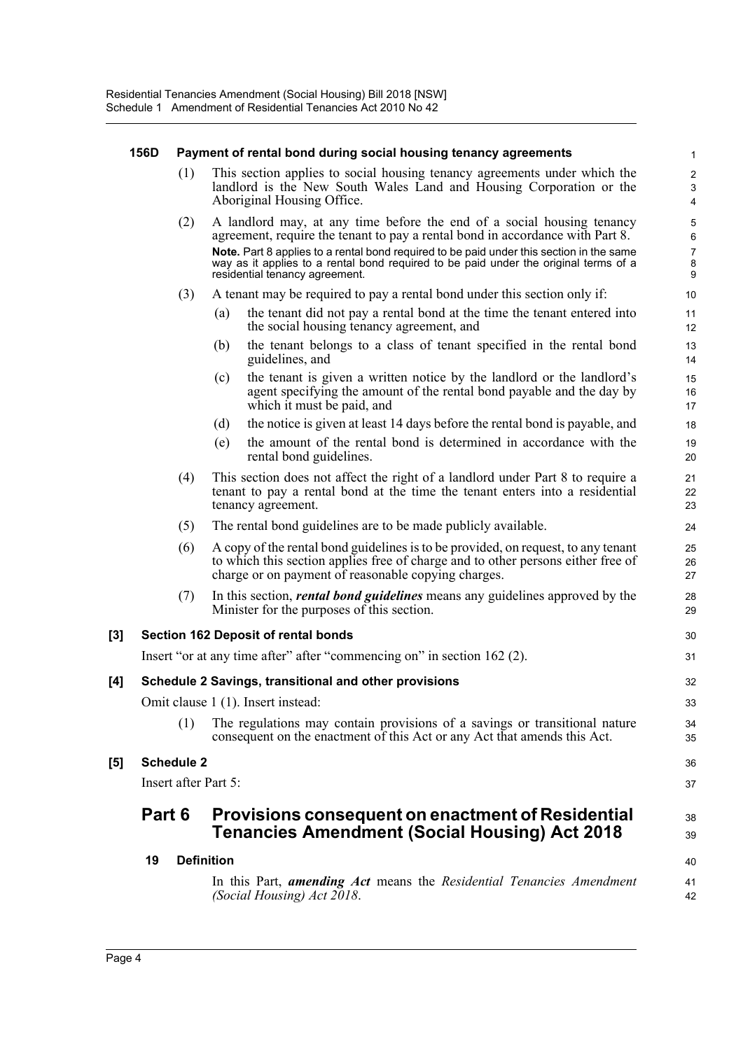#### 156D Payment of rental bond during social housing tenancy agreements

(1) This section applies to social housing tenancy agreements under which the landlord is the New South Wales Land and Housing Corporation or the Aboriginal Housing Office.

(2) A landlord may, at any time before the end of a social housing tenancy agreement, require the tenant to pay a rental bond in accordance with Part 8.

**Note.** Part 8 applies to a rental bond required to be paid under this section in the same way as it applies to a rental bond required to be paid under the original terms of a residential tenancy agreement.

(3) A tenant may be required to pay a rental bond under this section only if:

(a) the tenant did not pay a rental bond at the time the tenant entered into the social housing tenancy agreement, and

(b) the tenant belongs to a class of tenant specified in the rental bond guidelines, and

(c) the tenant is given a written notice by the landlord or the landlord's agent specifying the amount of the rental bond payable and the day by which it must be paid, and

(d) the notice is given at least 14 days before the rental bond is payable, and

(e) the amount of the rental bond is determined in accordance with the rental bond guidelines.

(4) This section does not affect the right of a landlord under Part 8 to require a tenant to pay a rental bond at the time the tenant enters into a residential tenancy agreement.

(5) The rental bond guidelines are to be made publicly available.

(6) A copy of the rental bond guidelines is to be provided, on request, to any tenant to which this section applies free of charge and to other persons either free of charge or on payment of reasonable copying charges.

(7) In this section, ***rental bond guidelines*** means any guidelines approved by the Minister for the purposes of this section.

#### [3] Section 162 Deposit of rental bonds

Insert "or at any time after" after "commencing on" in section 162 (2).

#### [4] Schedule 2 Savings, transitional and other provisions

Omit clause 1 (1). Insert instead:

(1) The regulations may contain provisions of a savings or transitional nature consequent on the enactment of this Act or any Act that amends this Act.

#### [5] Schedule 2

Insert after Part 5:

## Part 6 Provisions consequent on enactment of Residential Tenancies Amendment (Social Housing) Act 2018

#### 19 Definition

In this Part, ***amending Act*** means the *Residential Tenancies Amendment (Social Housing) Act 2018*.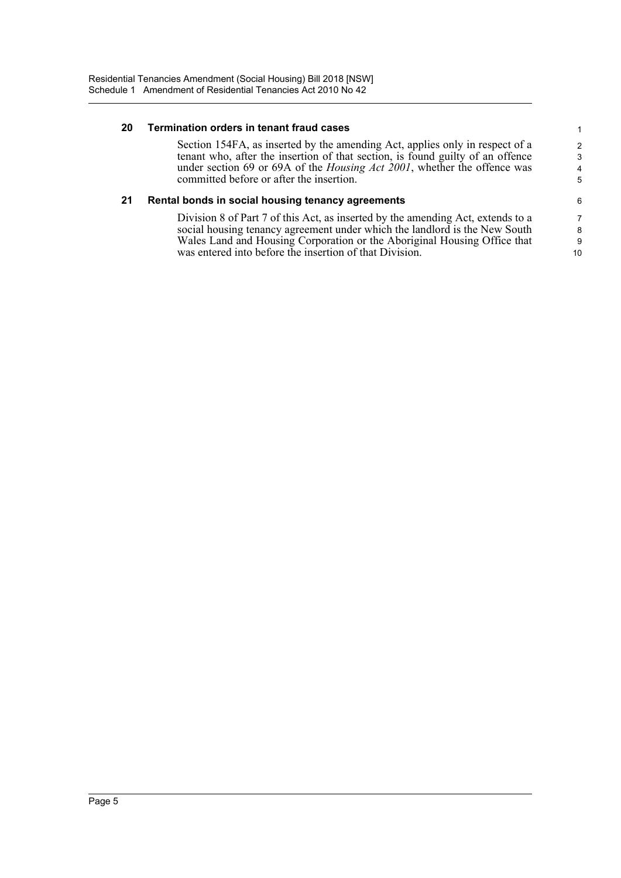### 20 Termination orders in tenant fraud cases

Section 154FA, as inserted by the amending Act, applies only in respect of a tenant who, after the insertion of that section, is found guilty of an offence under section 69 or 69A of the *Housing Act 2001*, whether the offence was committed before or after the insertion.

### 21 Rental bonds in social housing tenancy agreements

Division 8 of Part 7 of this Act, as inserted by the amending Act, extends to a social housing tenancy agreement under which the landlord is the New South Wales Land and Housing Corporation or the Aboriginal Housing Office that was entered into before the insertion of that Division.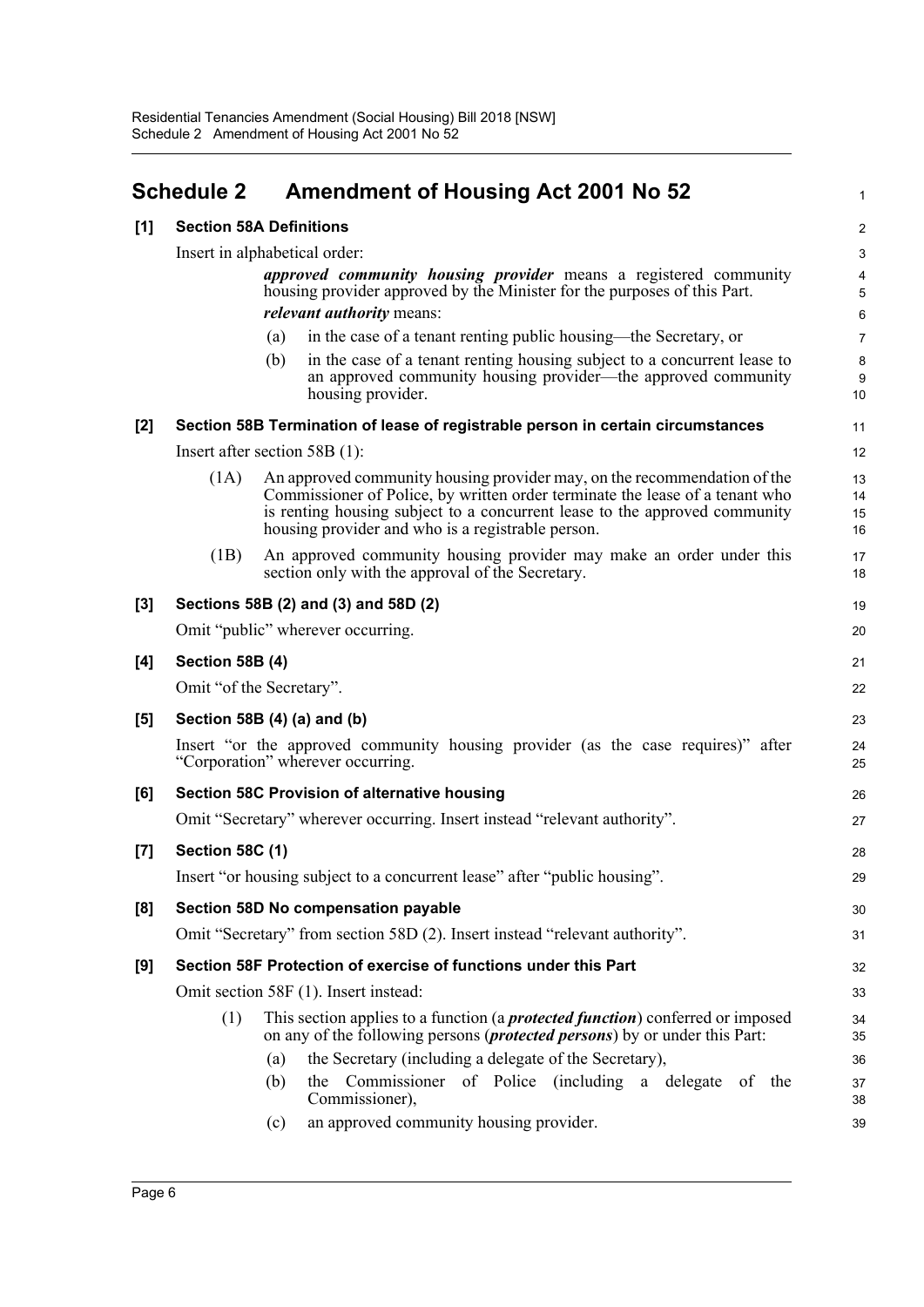# Schedule 2 Amendment of Housing Act 2001 No 52

**[1] Section 58A Definitions**

Insert in alphabetical order:

> ***approved community housing provider*** means a registered community housing provider approved by the Minister for the purposes of this Part.
>
> ***relevant authority*** means:
>
> (a) in the case of a tenant renting public housing—the Secretary, or
>
> (b) in the case of a tenant renting housing subject to a concurrent lease to an approved community housing provider—the approved community housing provider.

**[2] Section 58B Termination of lease of registrable person in certain circumstances**

Insert after section 58B (1):

> (1A) An approved community housing provider may, on the recommendation of the Commissioner of Police, by written order terminate the lease of a tenant who is renting housing subject to a concurrent lease to the approved community housing provider and who is a registrable person.
>
> (1B) An approved community housing provider may make an order under this section only with the approval of the Secretary.

**[3] Sections 58B (2) and (3) and 58D (2)**

Omit "public" wherever occurring.

**[4] Section 58B (4)**

Omit "of the Secretary".

**[5] Section 58B (4) (a) and (b)**

Insert "or the approved community housing provider (as the case requires)" after "Corporation" wherever occurring.

**[6] Section 58C Provision of alternative housing**

Omit "Secretary" wherever occurring. Insert instead "relevant authority".

**[7] Section 58C (1)**

Insert "or housing subject to a concurrent lease" after "public housing".

**[8] Section 58D No compensation payable**

Omit "Secretary" from section 58D (2). Insert instead "relevant authority".

**[9] Section 58F Protection of exercise of functions under this Part**

Omit section 58F (1). Insert instead:

> (1) This section applies to a function (a ***protected function***) conferred or imposed on any of the following persons (***protected persons***) by or under this Part:
>
> (a) the Secretary (including a delegate of the Secretary),
>
> (b) the Commissioner of Police (including a delegate of the Commissioner),
>
> (c) an approved community housing provider.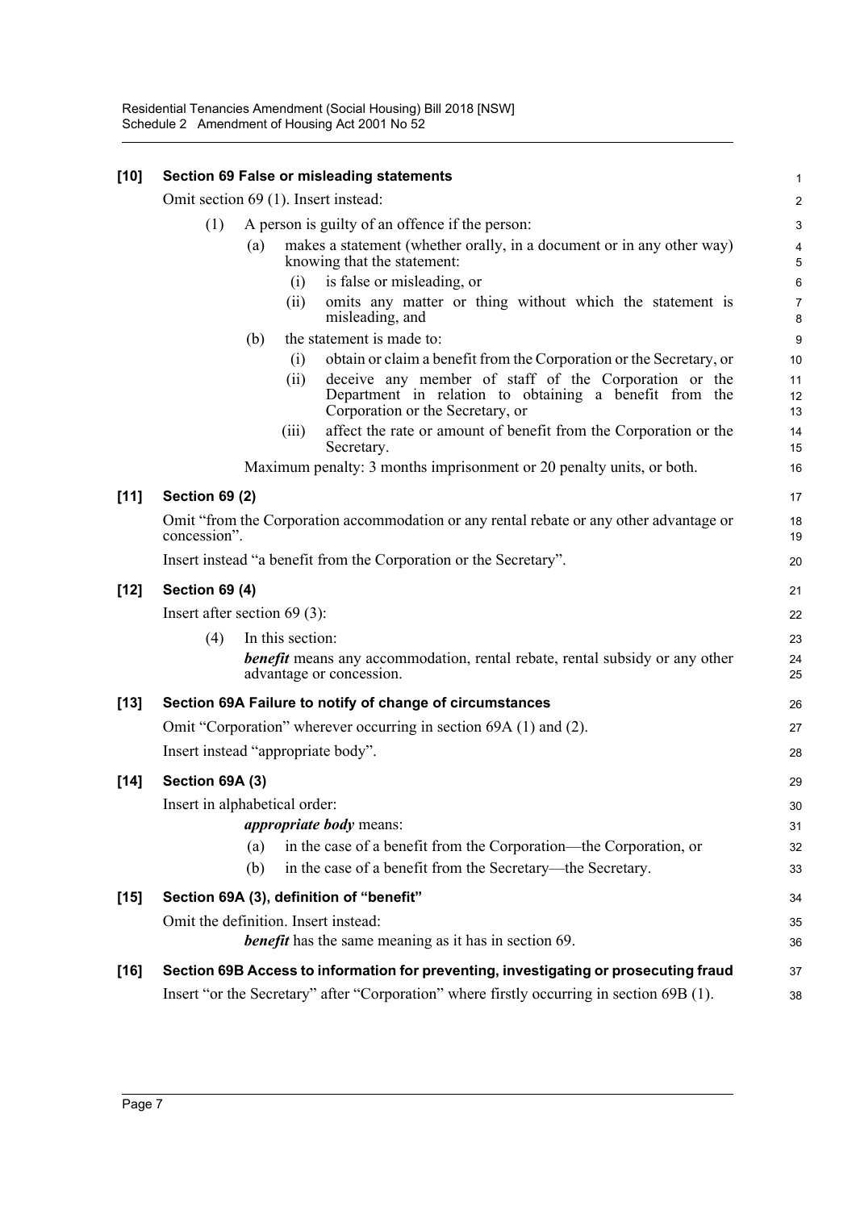**[10] Section 69 False or misleading statements**

Omit section 69 (1). Insert instead:

(1) A person is guilty of an offence if the person:

(a) makes a statement (whether orally, in a document or in any other way) knowing that the statement:

(i) is false or misleading, or

(ii) omits any matter or thing without which the statement is misleading, and

(b) the statement is made to:

(i) obtain or claim a benefit from the Corporation or the Secretary, or

(ii) deceive any member of staff of the Corporation or the Department in relation to obtaining a benefit from the Corporation or the Secretary, or

(iii) affect the rate or amount of benefit from the Corporation or the Secretary.

Maximum penalty: 3 months imprisonment or 20 penalty units, or both.

**[11] Section 69 (2)**

Omit "from the Corporation accommodation or any rental rebate or any other advantage or concession".

Insert instead "a benefit from the Corporation or the Secretary".

**[12] Section 69 (4)**

Insert after section 69 (3):

(4) In this section:

***benefit*** means any accommodation, rental rebate, rental subsidy or any other advantage or concession.

**[13] Section 69A Failure to notify of change of circumstances**

Omit "Corporation" wherever occurring in section 69A (1) and (2).

Insert instead "appropriate body".

**[14] Section 69A (3)**

Insert in alphabetical order:

***appropriate body*** means:

(a) in the case of a benefit from the Corporation—the Corporation, or

(b) in the case of a benefit from the Secretary—the Secretary.

**[15] Section 69A (3), definition of "benefit"**

Omit the definition. Insert instead:

***benefit*** has the same meaning as it has in section 69.

**[16] Section 69B Access to information for preventing, investigating or prosecuting fraud**

Insert "or the Secretary" after "Corporation" where firstly occurring in section 69B (1).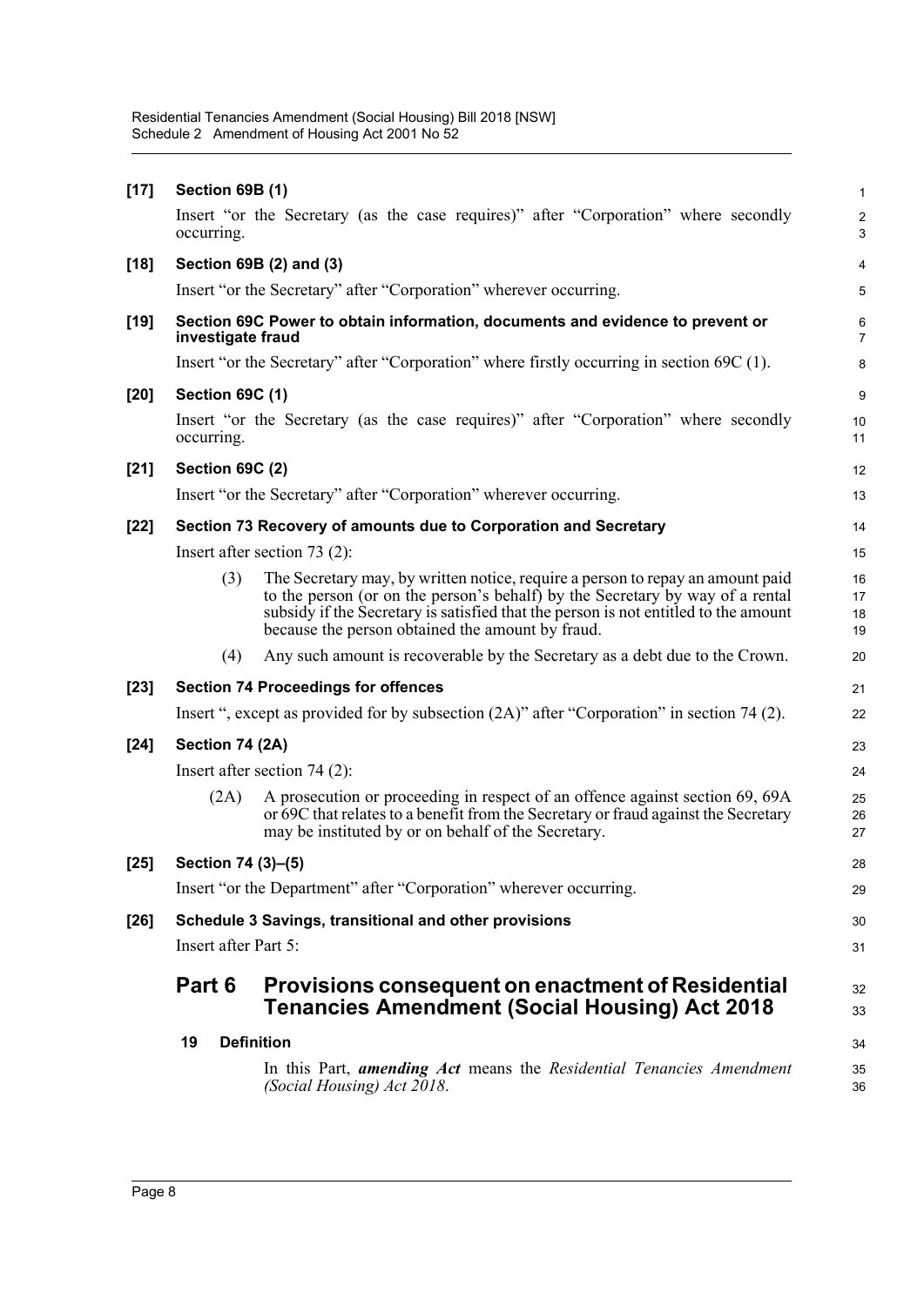**[17] Section 69B (1)**

Insert "or the Secretary (as the case requires)" after "Corporation" where secondly occurring.

**[18] Section 69B (2) and (3)**

Insert "or the Secretary" after "Corporation" wherever occurring.

**[19] Section 69C Power to obtain information, documents and evidence to prevent or investigate fraud**

Insert "or the Secretary" after "Corporation" where firstly occurring in section 69C (1).

**[20] Section 69C (1)**

Insert "or the Secretary (as the case requires)" after "Corporation" where secondly occurring.

**[21] Section 69C (2)**

Insert "or the Secretary" after "Corporation" wherever occurring.

**[22] Section 73 Recovery of amounts due to Corporation and Secretary**

Insert after section 73 (2):

> (3) The Secretary may, by written notice, require a person to repay an amount paid to the person (or on the person's behalf) by the Secretary by way of a rental subsidy if the Secretary is satisfied that the person is not entitled to the amount because the person obtained the amount by fraud.
>
> (4) Any such amount is recoverable by the Secretary as a debt due to the Crown.

**[23] Section 74 Proceedings for offences**

Insert ", except as provided for by subsection (2A)" after "Corporation" in section 74 (2).

**[24] Section 74 (2A)**

Insert after section 74 (2):

> (2A) A prosecution or proceeding in respect of an offence against section 69, 69A or 69C that relates to a benefit from the Secretary or fraud against the Secretary may be instituted by or on behalf of the Secretary.

**[25] Section 74 (3)–(5)**

Insert "or the Department" after "Corporation" wherever occurring.

**[26] Schedule 3 Savings, transitional and other provisions**

Insert after Part 5:

## Part 6 Provisions consequent on enactment of Residential Tenancies Amendment (Social Housing) Act 2018

### 19 Definition

In this Part, ***amending Act*** means the *Residential Tenancies Amendment (Social Housing) Act 2018*.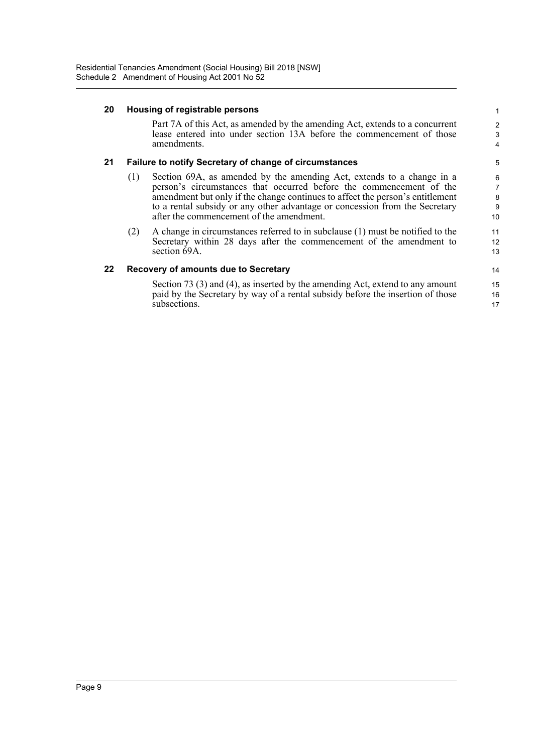### 20 Housing of registrable persons

Part 7A of this Act, as amended by the amending Act, extends to a concurrent lease entered into under section 13A before the commencement of those amendments.

### 21 Failure to notify Secretary of change of circumstances

(1) Section 69A, as amended by the amending Act, extends to a change in a person's circumstances that occurred before the commencement of the amendment but only if the change continues to affect the person's entitlement to a rental subsidy or any other advantage or concession from the Secretary after the commencement of the amendment.

(2) A change in circumstances referred to in subclause (1) must be notified to the Secretary within 28 days after the commencement of the amendment to section 69A.

### 22 Recovery of amounts due to Secretary

Section 73 (3) and (4), as inserted by the amending Act, extend to any amount paid by the Secretary by way of a rental subsidy before the insertion of those subsections.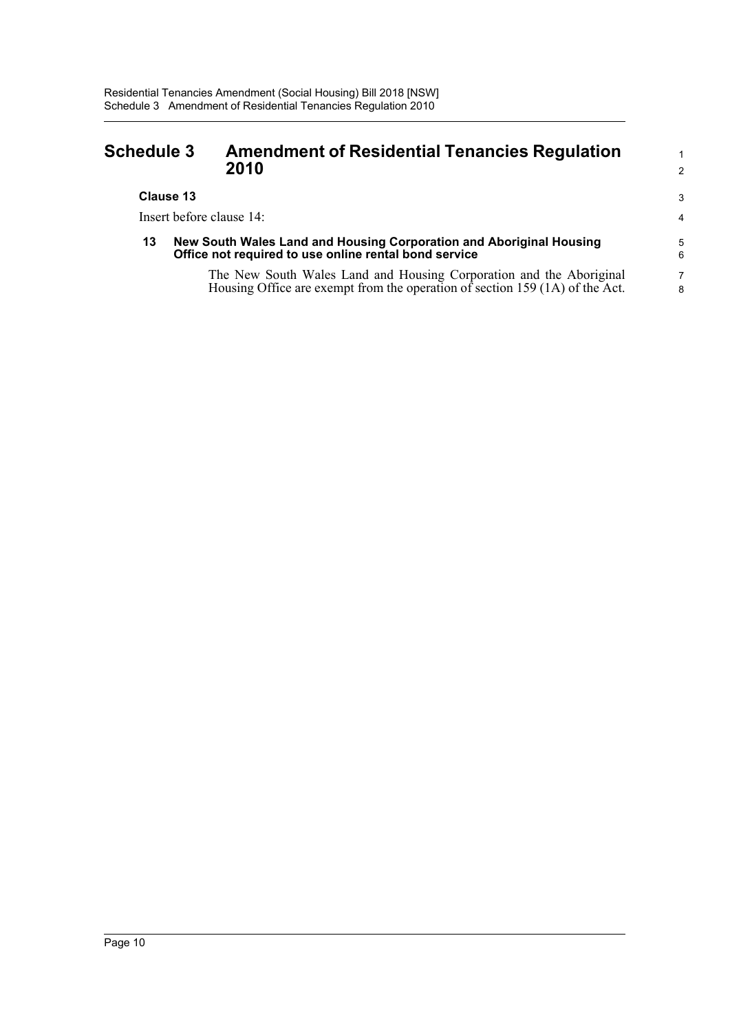# Schedule 3 Amendment of Residential Tenancies Regulation 2010

**Clause 13**

Insert before clause 14:

### 13 New South Wales Land and Housing Corporation and Aboriginal Housing Office not required to use online rental bond service

The New South Wales Land and Housing Corporation and the Aboriginal Housing Office are exempt from the operation of section 159 (1A) of the Act.